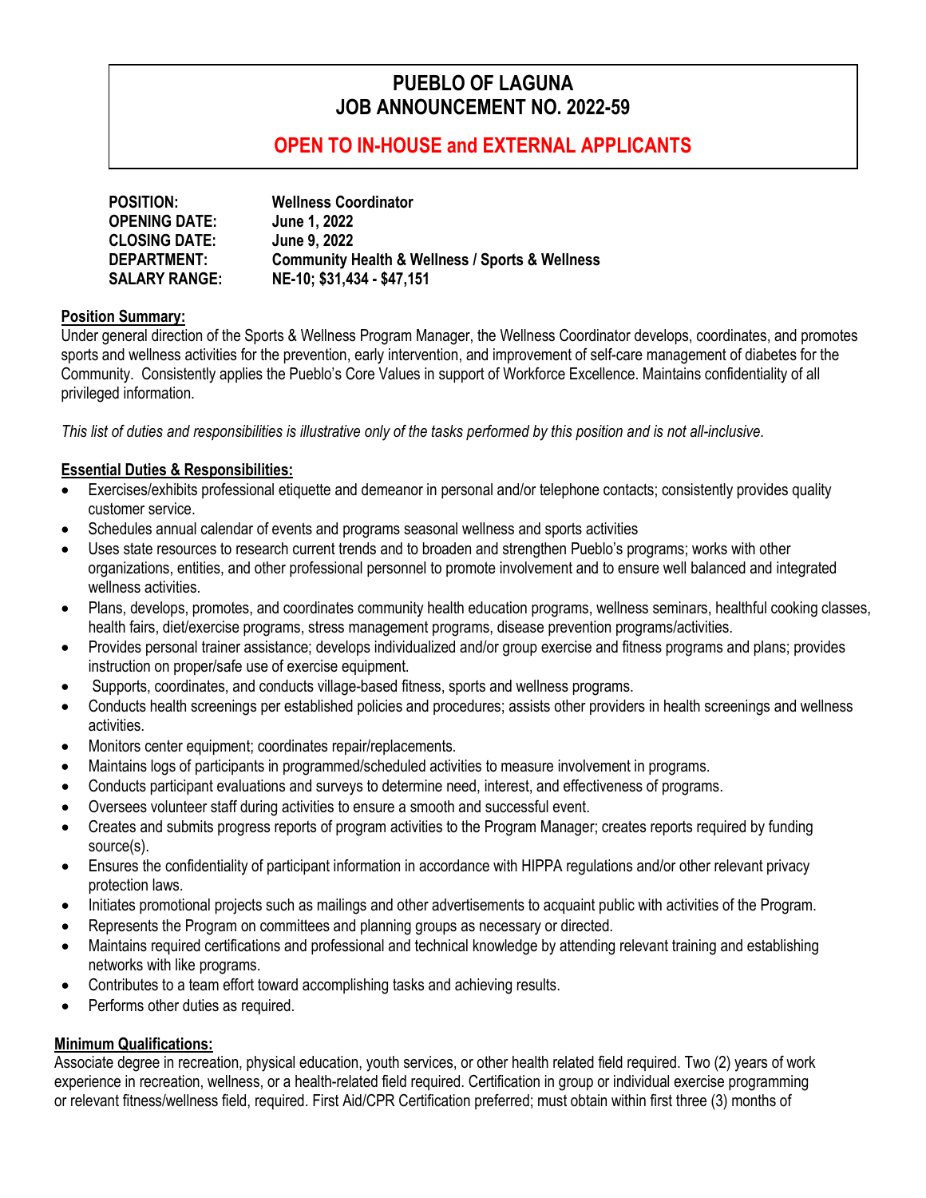# PUEBLO OF LAGUNA
## JOB ANNOUNCEMENT NO. 2022-59

**OPEN TO IN-HOUSE and EXTERNAL APPLICANTS**

| | |
|---|---|
| **POSITION:** | **Wellness Coordinator** |
| **OPENING DATE:** | **June 1, 2022** |
| **CLOSING DATE:** | **June 9, 2022** |
| **DEPARTMENT:** | **Community Health & Wellness / Sports & Wellness** |
| **SALARY RANGE:** | **NE-10; $31,434 - $47,151** |

**Position Summary:**

Under general direction of the Sports & Wellness Program Manager, the Wellness Coordinator develops, coordinates, and promotes sports and wellness activities for the prevention, early intervention, and improvement of self-care management of diabetes for the Community. Consistently applies the Pueblo's Core Values in support of Workforce Excellence. Maintains confidentiality of all privileged information.

*This list of duties and responsibilities is illustrative only of the tasks performed by this position and is not all-inclusive.*

**Essential Duties & Responsibilities:**

- Exercises/exhibits professional etiquette and demeanor in personal and/or telephone contacts; consistently provides quality customer service.
- Schedules annual calendar of events and programs seasonal wellness and sports activities
- Uses state resources to research current trends and to broaden and strengthen Pueblo's programs; works with other organizations, entities, and other professional personnel to promote involvement and to ensure well balanced and integrated wellness activities.
- Plans, develops, promotes, and coordinates community health education programs, wellness seminars, healthful cooking classes, health fairs, diet/exercise programs, stress management programs, disease prevention programs/activities.
- Provides personal trainer assistance; develops individualized and/or group exercise and fitness programs and plans; provides instruction on proper/safe use of exercise equipment.
- Supports, coordinates, and conducts village-based fitness, sports and wellness programs.
- Conducts health screenings per established policies and procedures; assists other providers in health screenings and wellness activities.
- Monitors center equipment; coordinates repair/replacements.
- Maintains logs of participants in programmed/scheduled activities to measure involvement in programs.
- Conducts participant evaluations and surveys to determine need, interest, and effectiveness of programs.
- Oversees volunteer staff during activities to ensure a smooth and successful event.
- Creates and submits progress reports of program activities to the Program Manager; creates reports required by funding source(s).
- Ensures the confidentiality of participant information in accordance with HIPPA regulations and/or other relevant privacy protection laws.
- Initiates promotional projects such as mailings and other advertisements to acquaint public with activities of the Program.
- Represents the Program on committees and planning groups as necessary or directed.
- Maintains required certifications and professional and technical knowledge by attending relevant training and establishing networks with like programs.
- Contributes to a team effort toward accomplishing tasks and achieving results.
- Performs other duties as required.

**Minimum Qualifications:**

Associate degree in recreation, physical education, youth services, or other health related field required. Two (2) years of work experience in recreation, wellness, or a health-related field required. Certification in group or individual exercise programming or relevant fitness/wellness field, required. First Aid/CPR Certification preferred; must obtain within first three (3) months of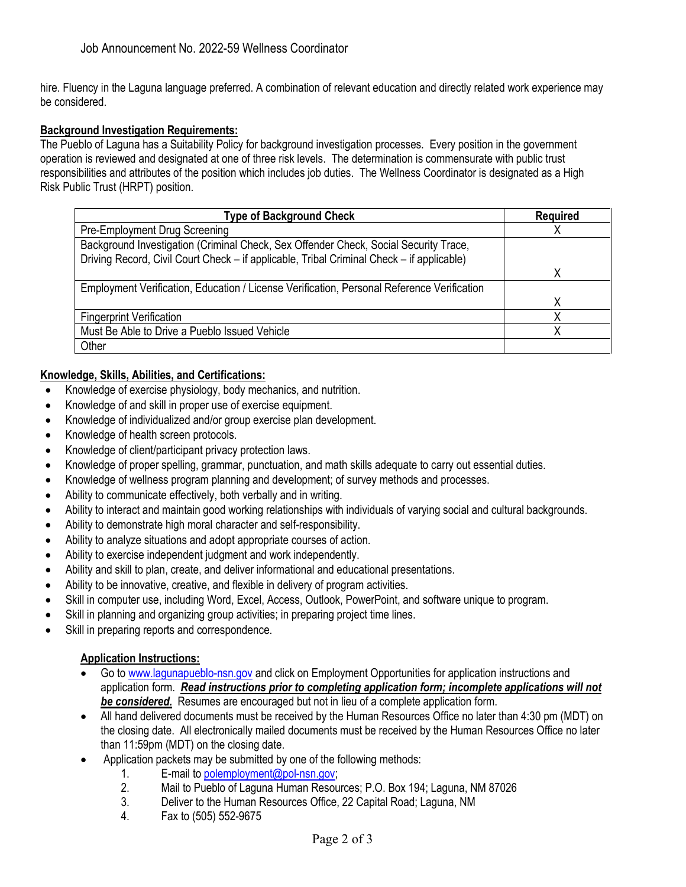hire. Fluency in the Laguna language preferred. A combination of relevant education and directly related work experience may be considered.

**Background Investigation Requirements:**

The Pueblo of Laguna has a Suitability Policy for background investigation processes. Every position in the government operation is reviewed and designated at one of three risk levels. The determination is commensurate with public trust responsibilities and attributes of the position which includes job duties. The Wellness Coordinator is designated as a High Risk Public Trust (HRPT) position.

| Type of Background Check | Required |
|---|---|
| Pre-Employment Drug Screening | X |
| Background Investigation (Criminal Check, Sex Offender Check, Social Security Trace, Driving Record, Civil Court Check – if applicable, Tribal Criminal Check – if applicable) | X |
| Employment Verification, Education / License Verification, Personal Reference Verification | X |
| Fingerprint Verification | X |
| Must Be Able to Drive a Pueblo Issued Vehicle | X |
| Other | |

**Knowledge, Skills, Abilities, and Certifications:**

- Knowledge of exercise physiology, body mechanics, and nutrition.
- Knowledge of and skill in proper use of exercise equipment.
- Knowledge of individualized and/or group exercise plan development.
- Knowledge of health screen protocols.
- Knowledge of client/participant privacy protection laws.
- Knowledge of proper spelling, grammar, punctuation, and math skills adequate to carry out essential duties.
- Knowledge of wellness program planning and development; of survey methods and processes.
- Ability to communicate effectively, both verbally and in writing.
- Ability to interact and maintain good working relationships with individuals of varying social and cultural backgrounds.
- Ability to demonstrate high moral character and self-responsibility.
- Ability to analyze situations and adopt appropriate courses of action.
- Ability to exercise independent judgment and work independently.
- Ability and skill to plan, create, and deliver informational and educational presentations.
- Ability to be innovative, creative, and flexible in delivery of program activities.
- Skill in computer use, including Word, Excel, Access, Outlook, PowerPoint, and software unique to program.
- Skill in planning and organizing group activities; in preparing project time lines.
- Skill in preparing reports and correspondence.

**Application Instructions:**

- Go to www.lagunapueblo-nsn.gov and click on Employment Opportunities for application instructions and application form. ***Read instructions prior to completing application form; incomplete applications will not be considered.*** Resumes are encouraged but not in lieu of a complete application form.
- All hand delivered documents must be received by the Human Resources Office no later than 4:30 pm (MDT) on the closing date. All electronically mailed documents must be received by the Human Resources Office no later than 11:59pm (MDT) on the closing date.
- Application packets may be submitted by one of the following methods:
  1. E-mail to polemployment@pol-nsn.gov;
  2. Mail to Pueblo of Laguna Human Resources; P.O. Box 194; Laguna, NM 87026
  3. Deliver to the Human Resources Office, 22 Capital Road; Laguna, NM
  4. Fax to (505) 552-9675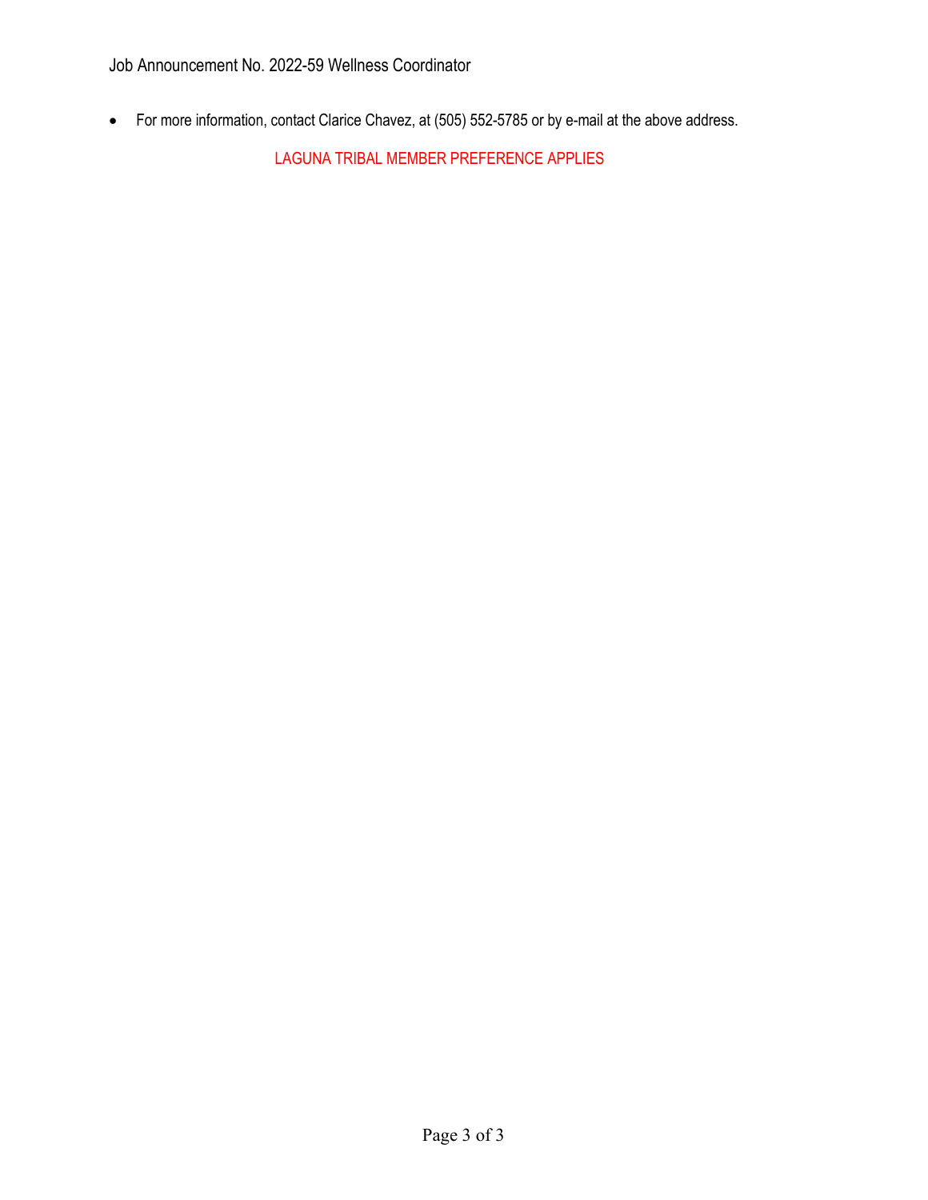- For more information, contact Clarice Chavez, at (505) 552-5785 or by e-mail at the above address.

LAGUNA TRIBAL MEMBER PREFERENCE APPLIES